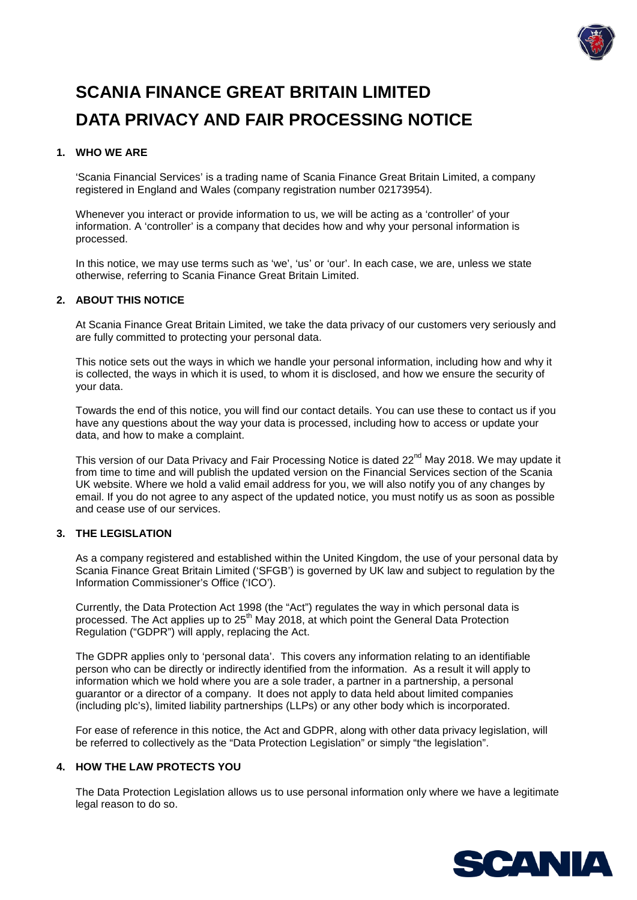# SCANIA FINANCE GREAT BRITAIN LIMITED
# DATA PRIVACY AND FAIR PROCESSING NOTICE

## 1. WHO WE ARE

'Scania Financial Services' is a trading name of Scania Finance Great Britain Limited, a company registered in England and Wales (company registration number 02173954).

Whenever you interact or provide information to us, we will be acting as a 'controller' of your information. A 'controller' is a company that decides how and why your personal information is processed.

In this notice, we may use terms such as 'we', 'us' or 'our'. In each case, we are, unless we state otherwise, referring to Scania Finance Great Britain Limited.

## 2. ABOUT THIS NOTICE

At Scania Finance Great Britain Limited, we take the data privacy of our customers very seriously and are fully committed to protecting your personal data.

This notice sets out the ways in which we handle your personal information, including how and why it is collected, the ways in which it is used, to whom it is disclosed, and how we ensure the security of your data.

Towards the end of this notice, you will find our contact details. You can use these to contact us if you have any questions about the way your data is processed, including how to access or update your data, and how to make a complaint.

This version of our Data Privacy and Fair Processing Notice is dated 22nd May 2018. We may update it from time to time and will publish the updated version on the Financial Services section of the Scania UK website. Where we hold a valid email address for you, we will also notify you of any changes by email. If you do not agree to any aspect of the updated notice, you must notify us as soon as possible and cease use of our services.

## 3. THE LEGISLATION

As a company registered and established within the United Kingdom, the use of your personal data by Scania Finance Great Britain Limited ('SFGB') is governed by UK law and subject to regulation by the Information Commissioner's Office ('ICO').

Currently, the Data Protection Act 1998 (the "Act") regulates the way in which personal data is processed. The Act applies up to 25th May 2018, at which point the General Data Protection Regulation ("GDPR") will apply, replacing the Act.

The GDPR applies only to 'personal data'. This covers any information relating to an identifiable person who can be directly or indirectly identified from the information. As a result it will apply to information which we hold where you are a sole trader, a partner in a partnership, a personal guarantor or a director of a company. It does not apply to data held about limited companies (including plc's), limited liability partnerships (LLPs) or any other body which is incorporated.

For ease of reference in this notice, the Act and GDPR, along with other data privacy legislation, will be referred to collectively as the "Data Protection Legislation" or simply "the legislation".

## 4. HOW THE LAW PROTECTS YOU

The Data Protection Legislation allows us to use personal information only where we have a legitimate legal reason to do so.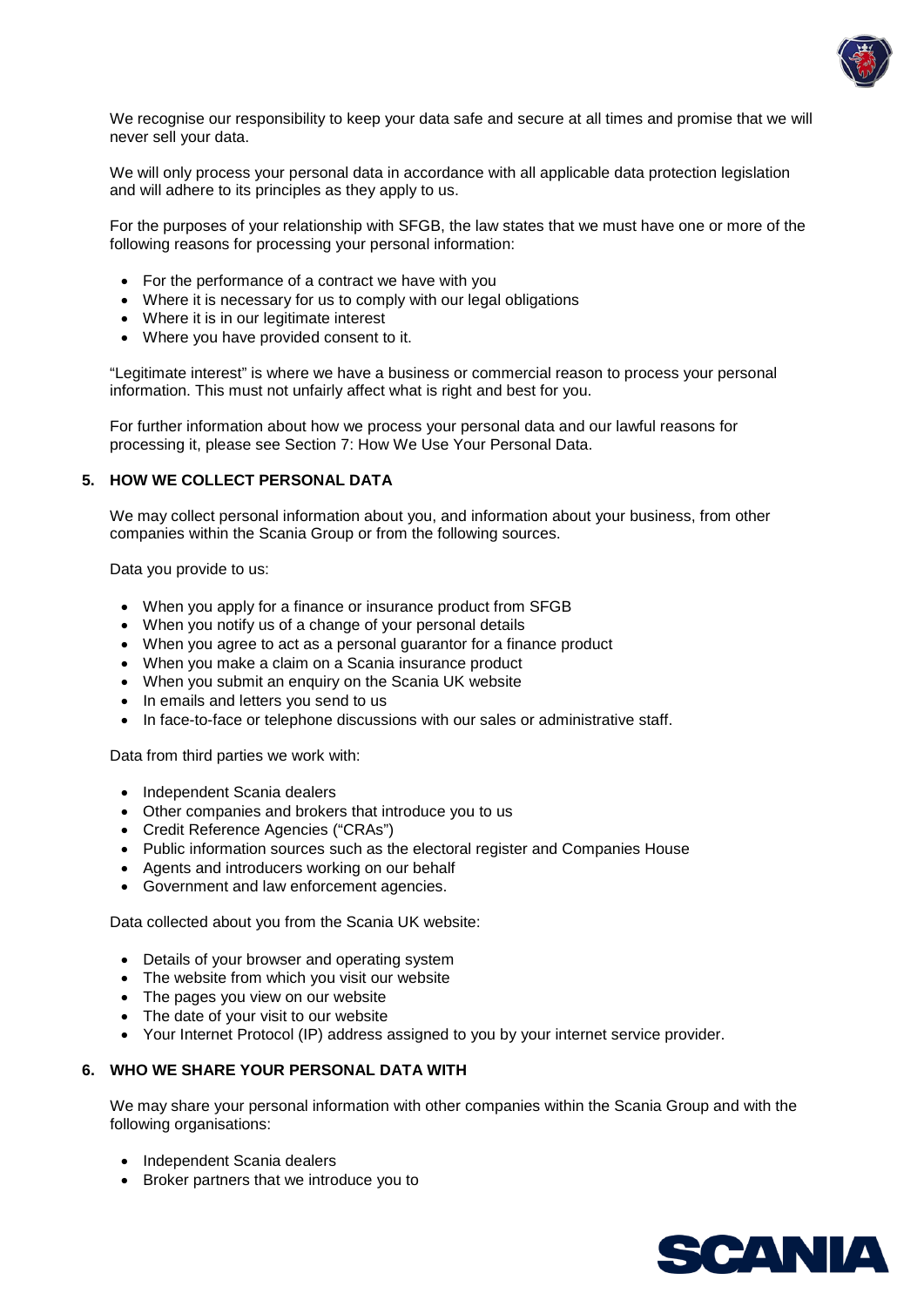We recognise our responsibility to keep your data safe and secure at all times and promise that we will never sell your data.

We will only process your personal data in accordance with all applicable data protection legislation and will adhere to its principles as they apply to us.

For the purposes of your relationship with SFGB, the law states that we must have one or more of the following reasons for processing your personal information:

- For the performance of a contract we have with you
- Where it is necessary for us to comply with our legal obligations
- Where it is in our legitimate interest
- Where you have provided consent to it.

"Legitimate interest" is where we have a business or commercial reason to process your personal information. This must not unfairly affect what is right and best for you.

For further information about how we process your personal data and our lawful reasons for processing it, please see Section 7: How We Use Your Personal Data.

## 5. HOW WE COLLECT PERSONAL DATA

We may collect personal information about you, and information about your business, from other companies within the Scania Group or from the following sources.

Data you provide to us:

- When you apply for a finance or insurance product from SFGB
- When you notify us of a change of your personal details
- When you agree to act as a personal guarantor for a finance product
- When you make a claim on a Scania insurance product
- When you submit an enquiry on the Scania UK website
- In emails and letters you send to us
- In face-to-face or telephone discussions with our sales or administrative staff.

Data from third parties we work with:

- Independent Scania dealers
- Other companies and brokers that introduce you to us
- Credit Reference Agencies ("CRAs")
- Public information sources such as the electoral register and Companies House
- Agents and introducers working on our behalf
- Government and law enforcement agencies.

Data collected about you from the Scania UK website:

- Details of your browser and operating system
- The website from which you visit our website
- The pages you view on our website
- The date of your visit to our website
- Your Internet Protocol (IP) address assigned to you by your internet service provider.

## 6. WHO WE SHARE YOUR PERSONAL DATA WITH

We may share your personal information with other companies within the Scania Group and with the following organisations:

- Independent Scania dealers
- Broker partners that we introduce you to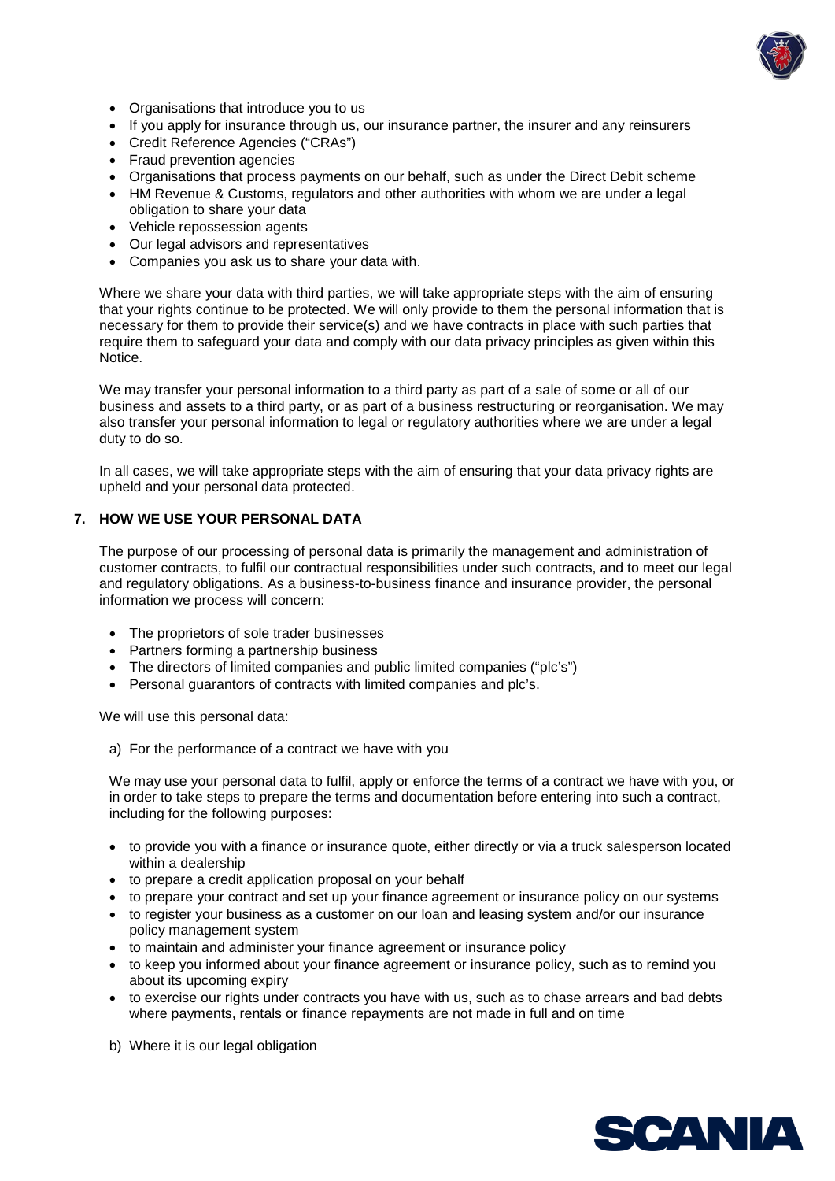- Organisations that introduce you to us
- If you apply for insurance through us, our insurance partner, the insurer and any reinsurers
- Credit Reference Agencies ("CRAs")
- Fraud prevention agencies
- Organisations that process payments on our behalf, such as under the Direct Debit scheme
- HM Revenue & Customs, regulators and other authorities with whom we are under a legal obligation to share your data
- Vehicle repossession agents
- Our legal advisors and representatives
- Companies you ask us to share your data with.

Where we share your data with third parties, we will take appropriate steps with the aim of ensuring that your rights continue to be protected. We will only provide to them the personal information that is necessary for them to provide their service(s) and we have contracts in place with such parties that require them to safeguard your data and comply with our data privacy principles as given within this Notice.

We may transfer your personal information to a third party as part of a sale of some or all of our business and assets to a third party, or as part of a business restructuring or reorganisation. We may also transfer your personal information to legal or regulatory authorities where we are under a legal duty to do so.

In all cases, we will take appropriate steps with the aim of ensuring that your data privacy rights are upheld and your personal data protected.

## 7. HOW WE USE YOUR PERSONAL DATA

The purpose of our processing of personal data is primarily the management and administration of customer contracts, to fulfil our contractual responsibilities under such contracts, and to meet our legal and regulatory obligations. As a business-to-business finance and insurance provider, the personal information we process will concern:

- The proprietors of sole trader businesses
- Partners forming a partnership business
- The directors of limited companies and public limited companies ("plc's")
- Personal guarantors of contracts with limited companies and plc's.

We will use this personal data:

a) For the performance of a contract we have with you

We may use your personal data to fulfil, apply or enforce the terms of a contract we have with you, or in order to take steps to prepare the terms and documentation before entering into such a contract, including for the following purposes:

- to provide you with a finance or insurance quote, either directly or via a truck salesperson located within a dealership
- to prepare a credit application proposal on your behalf
- to prepare your contract and set up your finance agreement or insurance policy on our systems
- to register your business as a customer on our loan and leasing system and/or our insurance policy management system
- to maintain and administer your finance agreement or insurance policy
- to keep you informed about your finance agreement or insurance policy, such as to remind you about its upcoming expiry
- to exercise our rights under contracts you have with us, such as to chase arrears and bad debts where payments, rentals or finance repayments are not made in full and on time

b) Where it is our legal obligation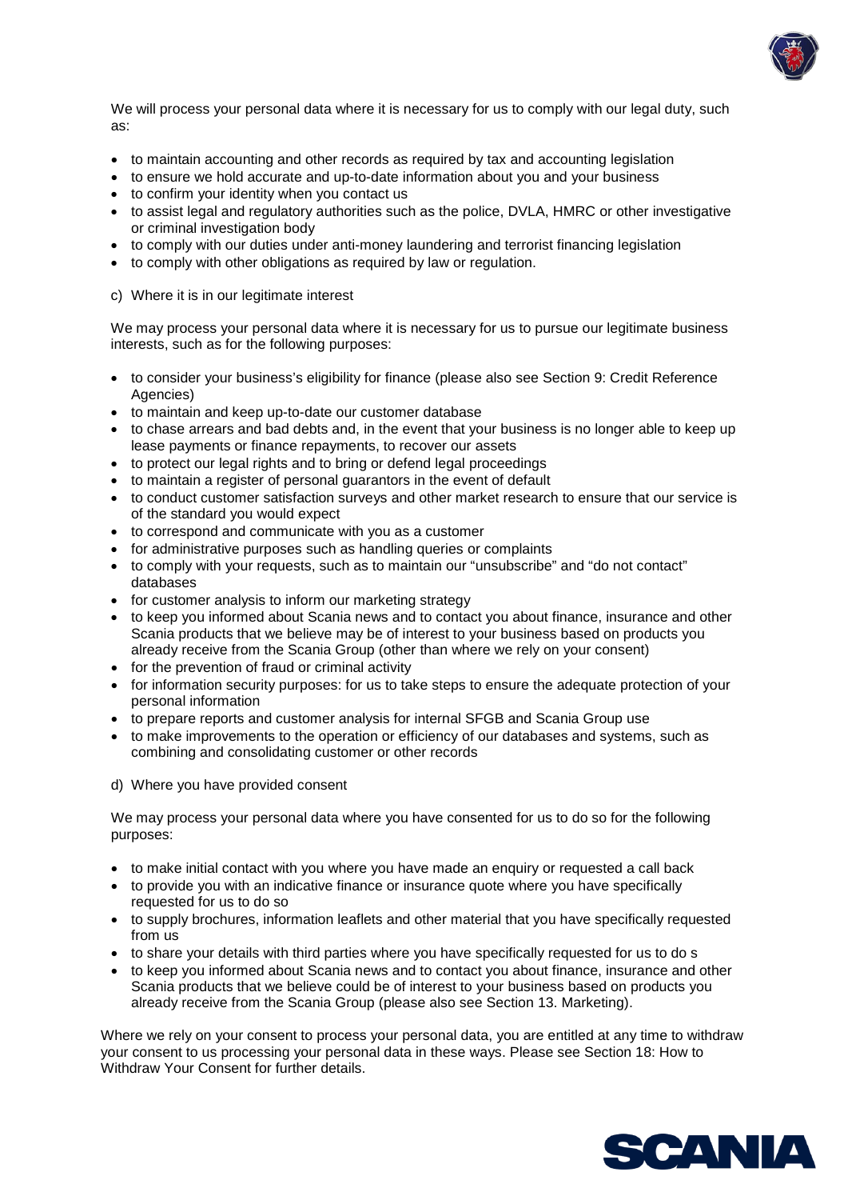We will process your personal data where it is necessary for us to comply with our legal duty, such as:

- to maintain accounting and other records as required by tax and accounting legislation
- to ensure we hold accurate and up-to-date information about you and your business
- to confirm your identity when you contact us
- to assist legal and regulatory authorities such as the police, DVLA, HMRC or other investigative or criminal investigation body
- to comply with our duties under anti-money laundering and terrorist financing legislation
- to comply with other obligations as required by law or regulation.

c) Where it is in our legitimate interest

We may process your personal data where it is necessary for us to pursue our legitimate business interests, such as for the following purposes:

- to consider your business's eligibility for finance (please also see Section 9: Credit Reference Agencies)
- to maintain and keep up-to-date our customer database
- to chase arrears and bad debts and, in the event that your business is no longer able to keep up lease payments or finance repayments, to recover our assets
- to protect our legal rights and to bring or defend legal proceedings
- to maintain a register of personal guarantors in the event of default
- to conduct customer satisfaction surveys and other market research to ensure that our service is of the standard you would expect
- to correspond and communicate with you as a customer
- for administrative purposes such as handling queries or complaints
- to comply with your requests, such as to maintain our "unsubscribe" and "do not contact" databases
- for customer analysis to inform our marketing strategy
- to keep you informed about Scania news and to contact you about finance, insurance and other Scania products that we believe may be of interest to your business based on products you already receive from the Scania Group (other than where we rely on your consent)
- for the prevention of fraud or criminal activity
- for information security purposes: for us to take steps to ensure the adequate protection of your personal information
- to prepare reports and customer analysis for internal SFGB and Scania Group use
- to make improvements to the operation or efficiency of our databases and systems, such as combining and consolidating customer or other records

d) Where you have provided consent

We may process your personal data where you have consented for us to do so for the following purposes:

- to make initial contact with you where you have made an enquiry or requested a call back
- to provide you with an indicative finance or insurance quote where you have specifically requested for us to do so
- to supply brochures, information leaflets and other material that you have specifically requested from us
- to share your details with third parties where you have specifically requested for us to do s
- to keep you informed about Scania news and to contact you about finance, insurance and other Scania products that we believe could be of interest to your business based on products you already receive from the Scania Group (please also see Section 13. Marketing).

Where we rely on your consent to process your personal data, you are entitled at any time to withdraw your consent to us processing your personal data in these ways. Please see Section 18: How to Withdraw Your Consent for further details.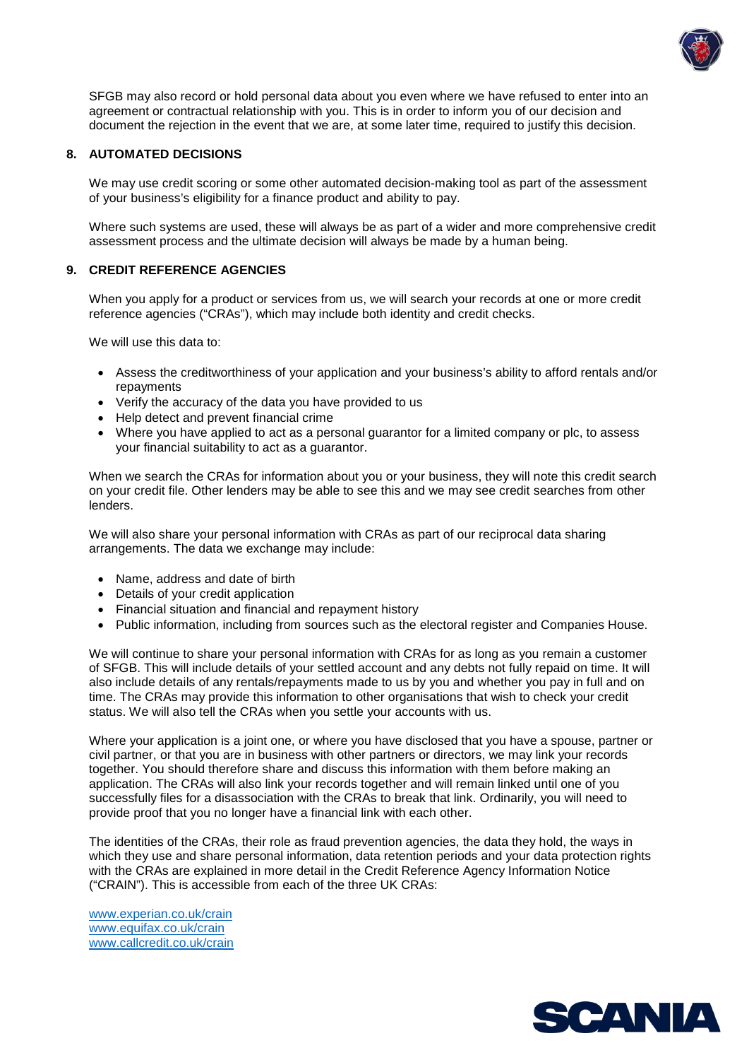SFGB may also record or hold personal data about you even where we have refused to enter into an agreement or contractual relationship with you. This is in order to inform you of our decision and document the rejection in the event that we are, at some later time, required to justify this decision.

## 8. AUTOMATED DECISIONS

We may use credit scoring or some other automated decision-making tool as part of the assessment of your business's eligibility for a finance product and ability to pay.

Where such systems are used, these will always be as part of a wider and more comprehensive credit assessment process and the ultimate decision will always be made by a human being.

## 9. CREDIT REFERENCE AGENCIES

When you apply for a product or services from us, we will search your records at one or more credit reference agencies ("CRAs"), which may include both identity and credit checks.

We will use this data to:

- Assess the creditworthiness of your application and your business's ability to afford rentals and/or repayments
- Verify the accuracy of the data you have provided to us
- Help detect and prevent financial crime
- Where you have applied to act as a personal guarantor for a limited company or plc, to assess your financial suitability to act as a guarantor.

When we search the CRAs for information about you or your business, they will note this credit search on your credit file. Other lenders may be able to see this and we may see credit searches from other lenders.

We will also share your personal information with CRAs as part of our reciprocal data sharing arrangements. The data we exchange may include:

- Name, address and date of birth
- Details of your credit application
- Financial situation and financial and repayment history
- Public information, including from sources such as the electoral register and Companies House.

We will continue to share your personal information with CRAs for as long as you remain a customer of SFGB. This will include details of your settled account and any debts not fully repaid on time. It will also include details of any rentals/repayments made to us by you and whether you pay in full and on time. The CRAs may provide this information to other organisations that wish to check your credit status. We will also tell the CRAs when you settle your accounts with us.

Where your application is a joint one, or where you have disclosed that you have a spouse, partner or civil partner, or that you are in business with other partners or directors, we may link your records together. You should therefore share and discuss this information with them before making an application. The CRAs will also link your records together and will remain linked until one of you successfully files for a disassociation with the CRAs to break that link. Ordinarily, you will need to provide proof that you no longer have a financial link with each other.

The identities of the CRAs, their role as fraud prevention agencies, the data they hold, the ways in which they use and share personal information, data retention periods and your data protection rights with the CRAs are explained in more detail in the Credit Reference Agency Information Notice ("CRAIN"). This is accessible from each of the three UK CRAs:

www.experian.co.uk/crain
www.equifax.co.uk/crain
www.callcredit.co.uk/crain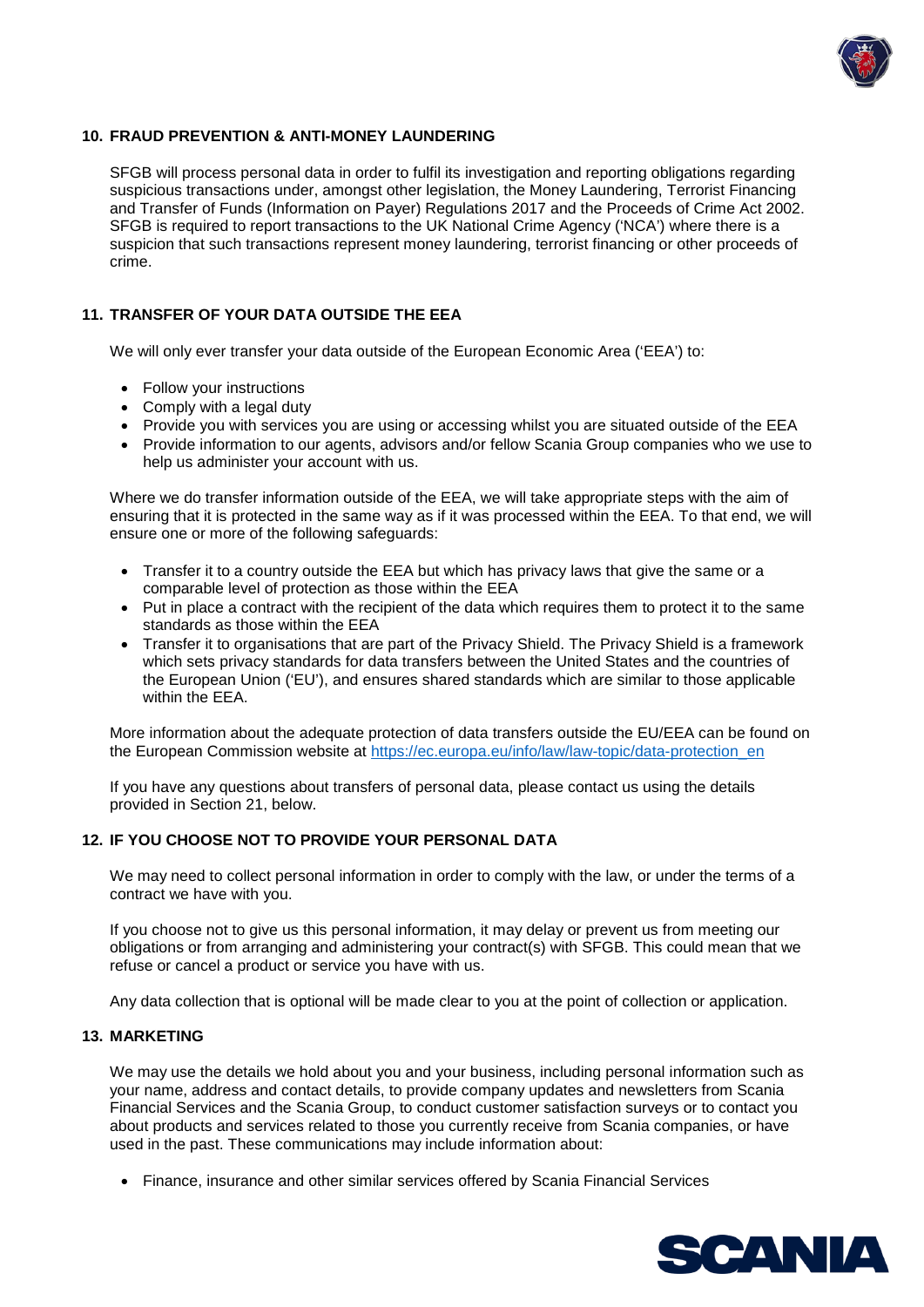## 10. FRAUD PREVENTION & ANTI-MONEY LAUNDERING

SFGB will process personal data in order to fulfil its investigation and reporting obligations regarding suspicious transactions under, amongst other legislation, the Money Laundering, Terrorist Financing and Transfer of Funds (Information on Payer) Regulations 2017 and the Proceeds of Crime Act 2002. SFGB is required to report transactions to the UK National Crime Agency ('NCA') where there is a suspicion that such transactions represent money laundering, terrorist financing or other proceeds of crime.

## 11. TRANSFER OF YOUR DATA OUTSIDE THE EEA

We will only ever transfer your data outside of the European Economic Area ('EEA') to:

- Follow your instructions
- Comply with a legal duty
- Provide you with services you are using or accessing whilst you are situated outside of the EEA
- Provide information to our agents, advisors and/or fellow Scania Group companies who we use to help us administer your account with us.

Where we do transfer information outside of the EEA, we will take appropriate steps with the aim of ensuring that it is protected in the same way as if it was processed within the EEA. To that end, we will ensure one or more of the following safeguards:

- Transfer it to a country outside the EEA but which has privacy laws that give the same or a comparable level of protection as those within the EEA
- Put in place a contract with the recipient of the data which requires them to protect it to the same standards as those within the EEA
- Transfer it to organisations that are part of the Privacy Shield. The Privacy Shield is a framework which sets privacy standards for data transfers between the United States and the countries of the European Union ('EU'), and ensures shared standards which are similar to those applicable within the EEA.

More information about the adequate protection of data transfers outside the EU/EEA can be found on the European Commission website at [https://ec.europa.eu/info/law/law-topic/data-protection_en](https://ec.europa.eu/info/law/law-topic/data-protection_en)

If you have any questions about transfers of personal data, please contact us using the details provided in Section 21, below.

## 12. IF YOU CHOOSE NOT TO PROVIDE YOUR PERSONAL DATA

We may need to collect personal information in order to comply with the law, or under the terms of a contract we have with you.

If you choose not to give us this personal information, it may delay or prevent us from meeting our obligations or from arranging and administering your contract(s) with SFGB. This could mean that we refuse or cancel a product or service you have with us.

Any data collection that is optional will be made clear to you at the point of collection or application.

## 13. MARKETING

We may use the details we hold about you and your business, including personal information such as your name, address and contact details, to provide company updates and newsletters from Scania Financial Services and the Scania Group, to conduct customer satisfaction surveys or to contact you about products and services related to those you currently receive from Scania companies, or have used in the past. These communications may include information about:

- Finance, insurance and other similar services offered by Scania Financial Services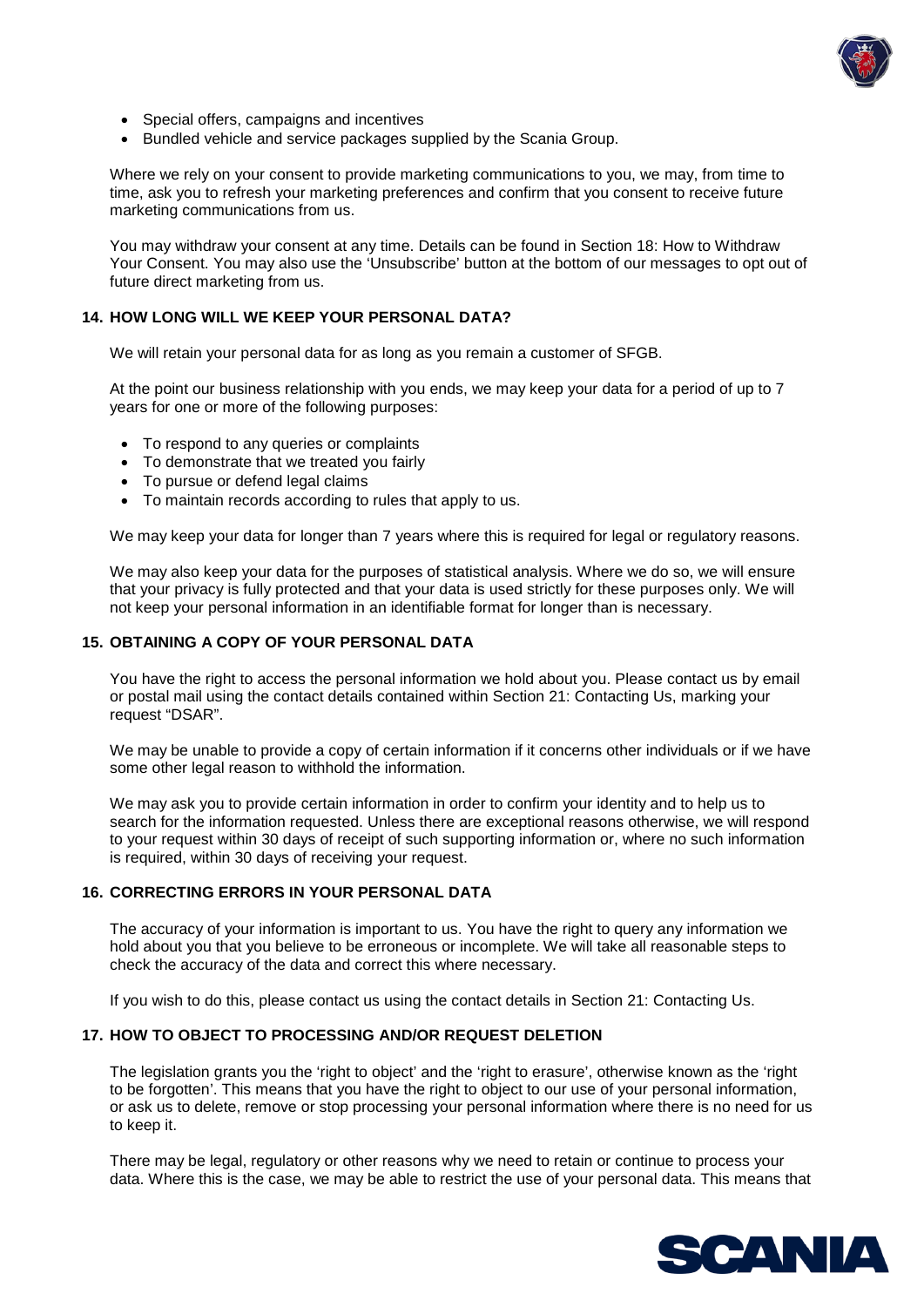- Special offers, campaigns and incentives
- Bundled vehicle and service packages supplied by the Scania Group.

Where we rely on your consent to provide marketing communications to you, we may, from time to time, ask you to refresh your marketing preferences and confirm that you consent to receive future marketing communications from us.

You may withdraw your consent at any time. Details can be found in Section 18: How to Withdraw Your Consent. You may also use the 'Unsubscribe' button at the bottom of our messages to opt out of future direct marketing from us.

## 14. HOW LONG WILL WE KEEP YOUR PERSONAL DATA?

We will retain your personal data for as long as you remain a customer of SFGB.

At the point our business relationship with you ends, we may keep your data for a period of up to 7 years for one or more of the following purposes:

- To respond to any queries or complaints
- To demonstrate that we treated you fairly
- To pursue or defend legal claims
- To maintain records according to rules that apply to us.

We may keep your data for longer than 7 years where this is required for legal or regulatory reasons.

We may also keep your data for the purposes of statistical analysis. Where we do so, we will ensure that your privacy is fully protected and that your data is used strictly for these purposes only. We will not keep your personal information in an identifiable format for longer than is necessary.

## 15. OBTAINING A COPY OF YOUR PERSONAL DATA

You have the right to access the personal information we hold about you. Please contact us by email or postal mail using the contact details contained within Section 21: Contacting Us, marking your request "DSAR".

We may be unable to provide a copy of certain information if it concerns other individuals or if we have some other legal reason to withhold the information.

We may ask you to provide certain information in order to confirm your identity and to help us to search for the information requested. Unless there are exceptional reasons otherwise, we will respond to your request within 30 days of receipt of such supporting information or, where no such information is required, within 30 days of receiving your request.

## 16. CORRECTING ERRORS IN YOUR PERSONAL DATA

The accuracy of your information is important to us. You have the right to query any information we hold about you that you believe to be erroneous or incomplete. We will take all reasonable steps to check the accuracy of the data and correct this where necessary.

If you wish to do this, please contact us using the contact details in Section 21: Contacting Us.

## 17. HOW TO OBJECT TO PROCESSING AND/OR REQUEST DELETION

The legislation grants you the 'right to object' and the 'right to erasure', otherwise known as the 'right to be forgotten'. This means that you have the right to object to our use of your personal information, or ask us to delete, remove or stop processing your personal information where there is no need for us to keep it.

There may be legal, regulatory or other reasons why we need to retain or continue to process your data. Where this is the case, we may be able to restrict the use of your personal data. This means that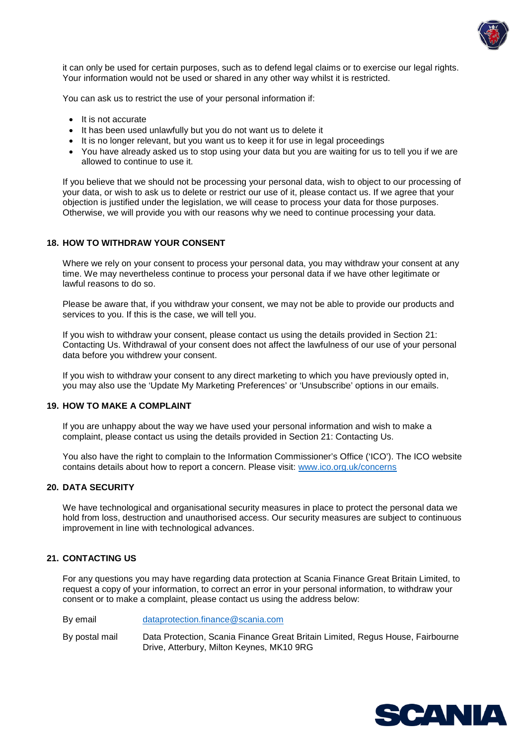it can only be used for certain purposes, such as to defend legal claims or to exercise our legal rights. Your information would not be used or shared in any other way whilst it is restricted.

You can ask us to restrict the use of your personal information if:

- It is not accurate
- It has been used unlawfully but you do not want us to delete it
- It is no longer relevant, but you want us to keep it for use in legal proceedings
- You have already asked us to stop using your data but you are waiting for us to tell you if we are allowed to continue to use it.

If you believe that we should not be processing your personal data, wish to object to our processing of your data, or wish to ask us to delete or restrict our use of it, please contact us. If we agree that your objection is justified under the legislation, we will cease to process your data for those purposes. Otherwise, we will provide you with our reasons why we need to continue processing your data.

## 18. HOW TO WITHDRAW YOUR CONSENT

Where we rely on your consent to process your personal data, you may withdraw your consent at any time. We may nevertheless continue to process your personal data if we have other legitimate or lawful reasons to do so.

Please be aware that, if you withdraw your consent, we may not be able to provide our products and services to you. If this is the case, we will tell you.

If you wish to withdraw your consent, please contact us using the details provided in Section 21: Contacting Us. Withdrawal of your consent does not affect the lawfulness of our use of your personal data before you withdrew your consent.

If you wish to withdraw your consent to any direct marketing to which you have previously opted in, you may also use the 'Update My Marketing Preferences' or 'Unsubscribe' options in our emails.

## 19. HOW TO MAKE A COMPLAINT

If you are unhappy about the way we have used your personal information and wish to make a complaint, please contact us using the details provided in Section 21: Contacting Us.

You also have the right to complain to the Information Commissioner's Office ('ICO'). The ICO website contains details about how to report a concern. Please visit: www.ico.org.uk/concerns

## 20. DATA SECURITY

We have technological and organisational security measures in place to protect the personal data we hold from loss, destruction and unauthorised access. Our security measures are subject to continuous improvement in line with technological advances.

## 21. CONTACTING US

For any questions you may have regarding data protection at Scania Finance Great Britain Limited, to request a copy of your information, to correct an error in your personal information, to withdraw your consent or to make a complaint, please contact us using the address below:

| | |
|---|---|
| By email | dataprotection.finance@scania.com |
| By postal mail | Data Protection, Scania Finance Great Britain Limited, Regus House, Fairbourne Drive, Atterbury, Milton Keynes, MK10 9RG |